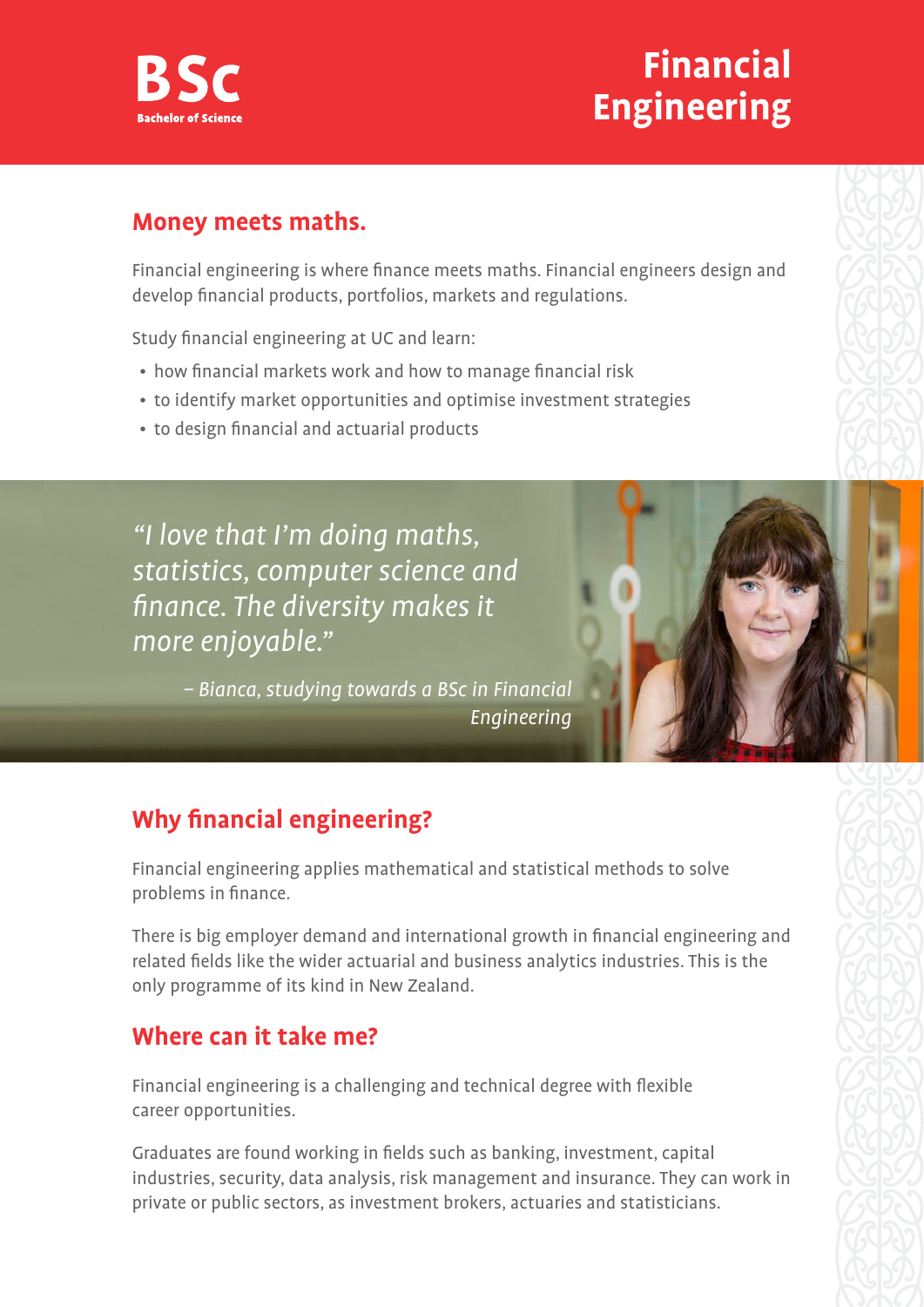**BSc**
**Bachelor of Science**

# Financial Engineering

## Money meets maths.

Financial engineering is where finance meets maths. Financial engineers design and develop financial products, portfolios, markets and regulations.

Study financial engineering at UC and learn:

- how financial markets work and how to manage financial risk
- to identify market opportunities and optimise investment strategies
- to design financial and actuarial products

*"I love that I'm doing maths, statistics, computer science and finance. The diversity makes it more enjoyable."*

*– Bianca, studying towards a BSc in Financial Engineering*

## Why financial engineering?

Financial engineering applies mathematical and statistical methods to solve problems in finance.

There is big employer demand and international growth in financial engineering and related fields like the wider actuarial and business analytics industries. This is the only programme of its kind in New Zealand.

## Where can it take me?

Financial engineering is a challenging and technical degree with flexible career opportunities.

Graduates are found working in fields such as banking, investment, capital industries, security, data analysis, risk management and insurance. They can work in private or public sectors, as investment brokers, actuaries and statisticians.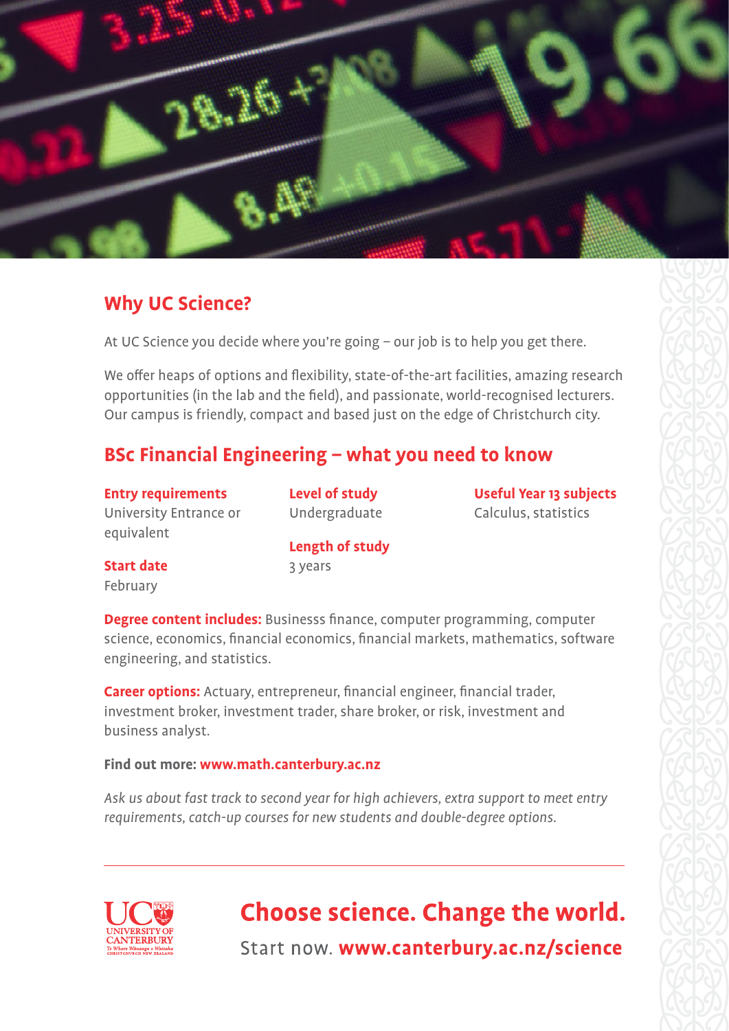## Why UC Science?

At UC Science you decide where you're going – our job is to help you get there.

We offer heaps of options and flexibility, state-of-the-art facilities, amazing research opportunities (in the lab and the field), and passionate, world-recognised lecturers. Our campus is friendly, compact and based just on the edge of Christchurch city.

## BSc Financial Engineering – what you need to know

**Entry requirements**
University Entrance or equivalent

**Start date**
February

**Level of study**
Undergraduate

**Length of study**
3 years

**Useful Year 13 subjects**
Calculus, statistics

**Degree content includes:** Businesss finance, computer programming, computer science, economics, financial economics, financial markets, mathematics, software engineering, and statistics.

**Career options:** Actuary, entrepreneur, financial engineer, financial trader, investment broker, investment trader, share broker, or risk, investment and business analyst.

**Find out more:** **www.math.canterbury.ac.nz**

*Ask us about fast track to second year for high achievers, extra support to meet entry requirements, catch-up courses for new students and double-degree options.*

---

UC UNIVERSITY OF CANTERBURY
Te Whare Wānanga o Waitaha
CHRISTCHURCH NEW ZEALAND

**Choose science. Change the world.**

Start now. **www.canterbury.ac.nz/science**